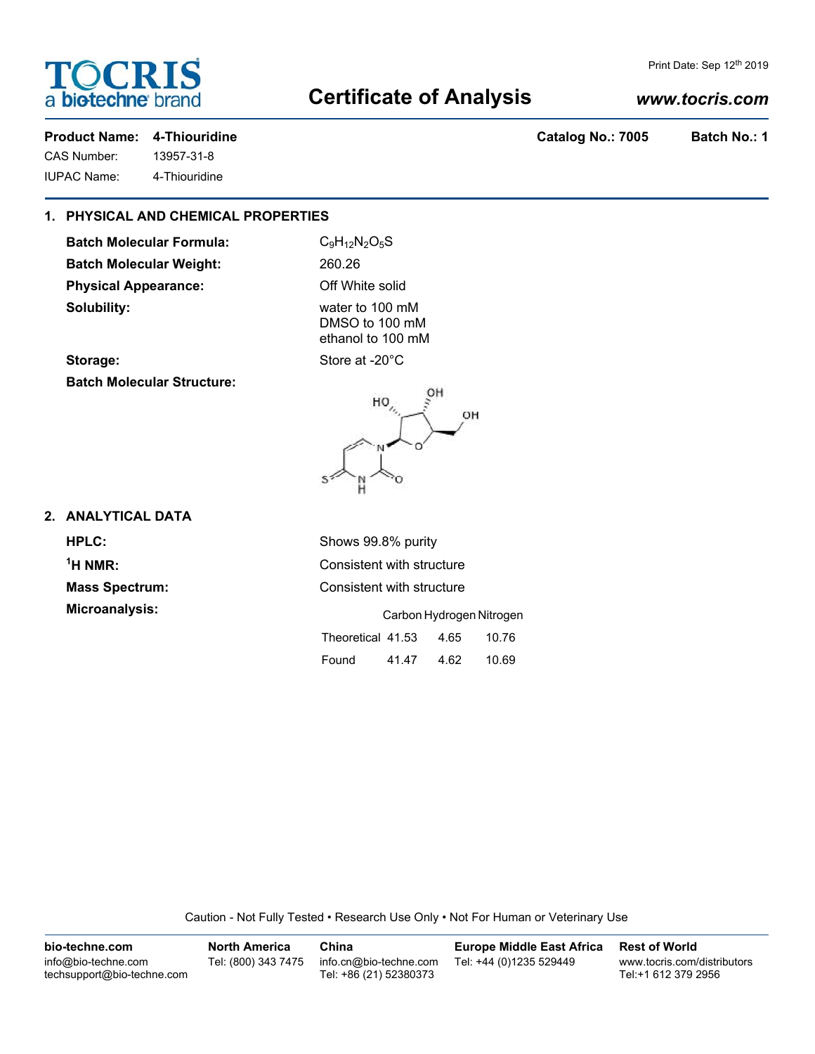# TOCRIS
a biotechne brand

Print Date: Sep 12th 2019

# Certificate of Analysis

www.tocris.com

**Product Name:** **4-Thiouridine** **Catalog No.: 7005** **Batch No.: 1**

CAS Number: 13957-31-8

IUPAC Name: 4-Thiouridine

## 1. PHYSICAL AND CHEMICAL PROPERTIES

**Batch Molecular Formula:** $C_9H_{12}N_2O_5S$

**Batch Molecular Weight:** 260.26

**Physical Appearance:** Off White solid

**Solubility:** water to 100 mM
DMSO to 100 mM
ethanol to 100 mM

**Storage:** Store at -20°C

**Batch Molecular Structure:**

## 2. ANALYTICAL DATA

**HPLC:** Shows 99.8% purity

**$^1$H NMR:** Consistent with structure

**Mass Spectrum:** Consistent with structure

**Microanalysis:**

| | Carbon | Hydrogen | Nitrogen |
|---|---|---|---|
| Theoretical | 41.53 | 4.65 | 10.76 |
| Found | 41.47 | 4.62 | 10.69 |

Caution - Not Fully Tested • Research Use Only • Not For Human or Veterinary Use

| bio-techne.com | North America | China | Europe Middle East Africa | Rest of World |
|---|---|---|---|---|
| info@bio-techne.com<br>techsupport@bio-techne.com | Tel: (800) 343 7475 | info.cn@bio-techne.com<br>Tel: +86 (21) 52380373 | Tel: +44 (0)1235 529449 | www.tocris.com/distributors<br>Tel:+1 612 379 2956 |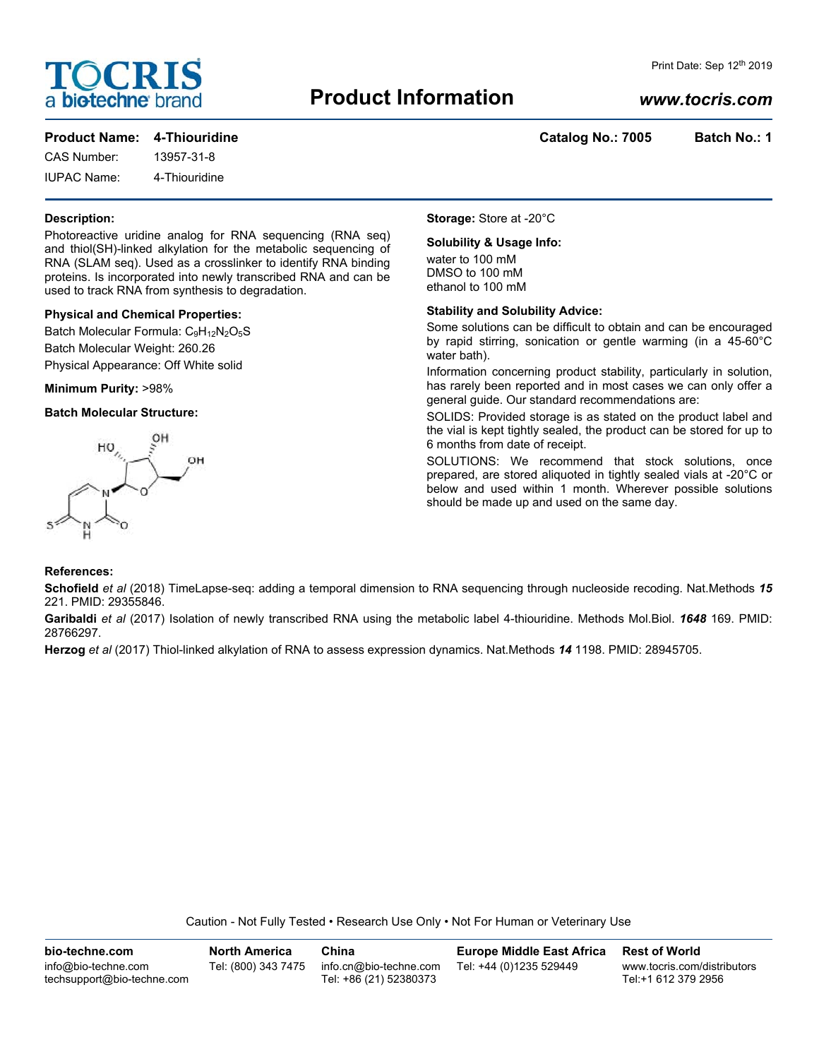# Product Information

**Product Name: 4-Thiouridine** **Catalog No.: 7005** **Batch No.: 1**

CAS Number: 13957-31-8

IUPAC Name: 4-Thiouridine

### Description:

Photoreactive uridine analog for RNA sequencing (RNA seq) and thiol(SH)-linked alkylation for the metabolic sequencing of RNA (SLAM seq). Used as a crosslinker to identify RNA binding proteins. Is incorporated into newly transcribed RNA and can be used to track RNA from synthesis to degradation.

### Physical and Chemical Properties:

Batch Molecular Formula: $C_9H_{12}N_2O_5S$

Batch Molecular Weight: 260.26

Physical Appearance: Off White solid

**Minimum Purity:** >98%

### Batch Molecular Structure:

HO OH OH N O S N H O

**Storage:** Store at -20°C

### Solubility & Usage Info:

water to 100 mM
DMSO to 100 mM
ethanol to 100 mM

### Stability and Solubility Advice:

Some solutions can be difficult to obtain and can be encouraged by rapid stirring, sonication or gentle warming (in a 45-60°C water bath).

Information concerning product stability, particularly in solution, has rarely been reported and in most cases we can only offer a general guide. Our standard recommendations are:

SOLIDS: Provided storage is as stated on the product label and the vial is kept tightly sealed, the product can be stored for up to 6 months from date of receipt.

SOLUTIONS: We recommend that stock solutions, once prepared, are stored aliquoted in tightly sealed vials at -20°C or below and used within 1 month. Wherever possible solutions should be made up and used on the same day.

### References:

**Schofield** *et al* (2018) TimeLapse-seq: adding a temporal dimension to RNA sequencing through nucleoside recoding. Nat.Methods ***15*** 221. PMID: 29355846.

**Garibaldi** *et al* (2017) Isolation of newly transcribed RNA using the metabolic label 4-thiouridine. Methods Mol.Biol. ***1648*** 169. PMID: 28766297.

**Herzog** *et al* (2017) Thiol-linked alkylation of RNA to assess expression dynamics. Nat.Methods ***14*** 1198. PMID: 28945705.

Caution - Not Fully Tested • Research Use Only • Not For Human or Veterinary Use

| **bio-techne.com** | **North America** | **China** | **Europe Middle East Africa** | **Rest of World** |
|---|---|---|---|---|
| info@bio-techne.com techsupport@bio-techne.com | Tel: (800) 343 7475 | info.cn@bio-techne.com Tel: +86 (21) 52380373 | Tel: +44 (0)1235 529449 | www.tocris.com/distributors Tel:+1 612 379 2956 |